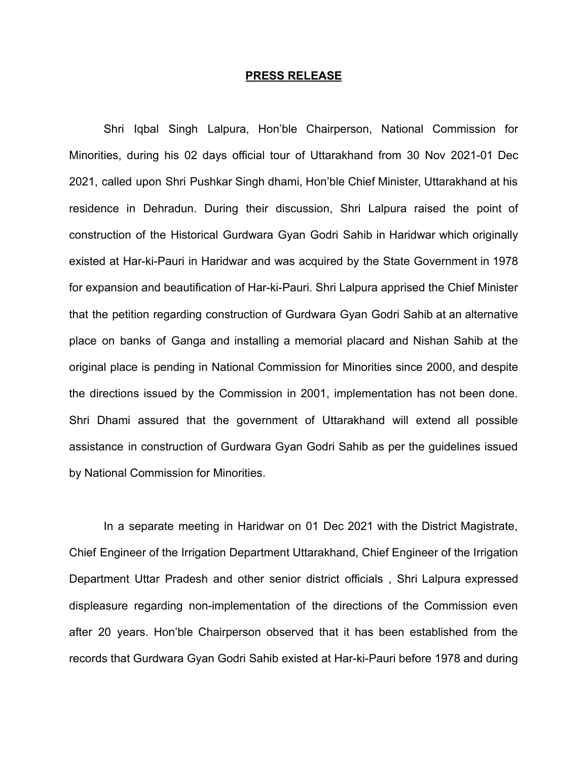**PRESS RELEASE**

Shri Iqbal Singh Lalpura, Hon'ble Chairperson, National Commission for Minorities, during his 02 days official tour of Uttarakhand from 30 Nov 2021-01 Dec 2021, called upon Shri Pushkar Singh dhami, Hon'ble Chief Minister, Uttarakhand at his residence in Dehradun. During their discussion, Shri Lalpura raised the point of construction of the Historical Gurdwara Gyan Godri Sahib in Haridwar which originally existed at Har-ki-Pauri in Haridwar and was acquired by the State Government in 1978 for expansion and beautification of Har-ki-Pauri. Shri Lalpura apprised the Chief Minister that the petition regarding construction of Gurdwara Gyan Godri Sahib at an alternative place on banks of Ganga and installing a memorial placard and Nishan Sahib at the original place is pending in National Commission for Minorities since 2000, and despite the directions issued by the Commission in 2001, implementation has not been done. Shri Dhami assured that the government of Uttarakhand will extend all possible assistance in construction of Gurdwara Gyan Godri Sahib as per the guidelines issued by National Commission for Minorities.

In a separate meeting in Haridwar on 01 Dec 2021 with the District Magistrate, Chief Engineer of the Irrigation Department Uttarakhand, Chief Engineer of the Irrigation Department Uttar Pradesh and other senior district officials , Shri Lalpura expressed displeasure regarding non-implementation of the directions of the Commission even after 20 years. Hon'ble Chairperson observed that it has been established from the records that Gurdwara Gyan Godri Sahib existed at Har-ki-Pauri before 1978 and during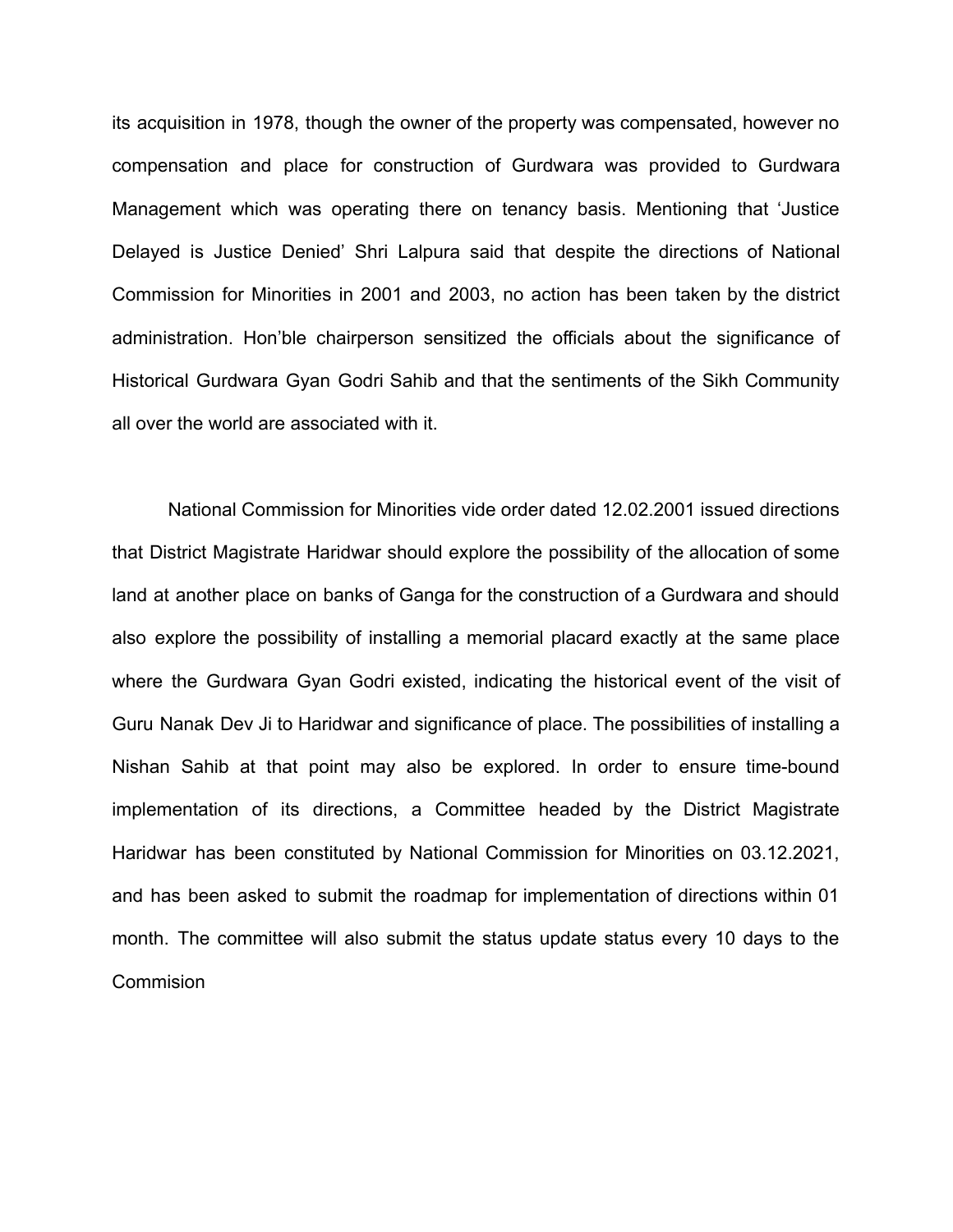its acquisition in 1978, though the owner of the property was compensated, however no compensation and place for construction of Gurdwara was provided to Gurdwara Management which was operating there on tenancy basis. Mentioning that 'Justice Delayed is Justice Denied' Shri Lalpura said that despite the directions of National Commission for Minorities in 2001 and 2003, no action has been taken by the district administration. Hon'ble chairperson sensitized the officials about the significance of Historical Gurdwara Gyan Godri Sahib and that the sentiments of the Sikh Community all over the world are associated with it.

National Commission for Minorities vide order dated 12.02.2001 issued directions that District Magistrate Haridwar should explore the possibility of the allocation of some land at another place on banks of Ganga for the construction of a Gurdwara and should also explore the possibility of installing a memorial placard exactly at the same place where the Gurdwara Gyan Godri existed, indicating the historical event of the visit of Guru Nanak Dev Ji to Haridwar and significance of place. The possibilities of installing a Nishan Sahib at that point may also be explored. In order to ensure time-bound implementation of its directions, a Committee headed by the District Magistrate Haridwar has been constituted by National Commission for Minorities on 03.12.2021, and has been asked to submit the roadmap for implementation of directions within 01 month. The committee will also submit the status update status every 10 days to the Commision